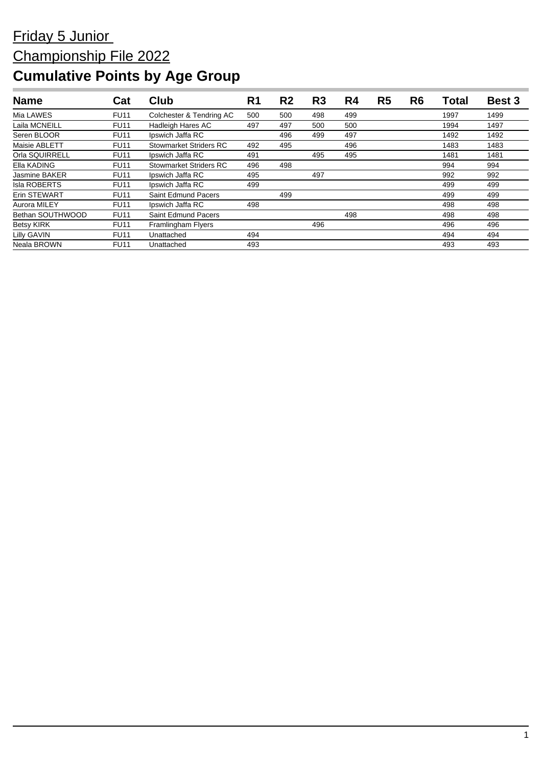Friday 5 Junior

Championship File 2022

# Cumulative Points by Age Group

| Name | Cat | Club | R1 | R2 | R3 | R4 | R5 | R6 | Total | Best 3 |
|---|---|---|---|---|---|---|---|---|---|---|
| Mia LAWES | FU11 | Colchester & Tendring AC | 500 | 500 | 498 | 499 | | | 1997 | 1499 |
| Laila MCNEILL | FU11 | Hadleigh Hares AC | 497 | 497 | 500 | 500 | | | 1994 | 1497 |
| Seren BLOOR | FU11 | Ipswich Jaffa RC | | 496 | 499 | 497 | | | 1492 | 1492 |
| Maisie ABLETT | FU11 | Stowmarket Striders RC | 492 | 495 | | 496 | | | 1483 | 1483 |
| Orla SQUIRRELL | FU11 | Ipswich Jaffa RC | 491 | | 495 | 495 | | | 1481 | 1481 |
| Ella KADING | FU11 | Stowmarket Striders RC | 496 | 498 | | | | | 994 | 994 |
| Jasmine BAKER | FU11 | Ipswich Jaffa RC | 495 | | 497 | | | | 992 | 992 |
| Isla ROBERTS | FU11 | Ipswich Jaffa RC | 499 | | | | | | 499 | 499 |
| Erin STEWART | FU11 | Saint Edmund Pacers | | 499 | | | | | 499 | 499 |
| Aurora MILEY | FU11 | Ipswich Jaffa RC | 498 | | | | | | 498 | 498 |
| Bethan SOUTHWOOD | FU11 | Saint Edmund Pacers | | | | 498 | | | 498 | 498 |
| Betsy KIRK | FU11 | Framlingham Flyers | | | 496 | | | | 496 | 496 |
| Lilly GAVIN | FU11 | Unattached | 494 | | | | | | 494 | 494 |
| Neala BROWN | FU11 | Unattached | 493 | | | | | | 493 | 493 |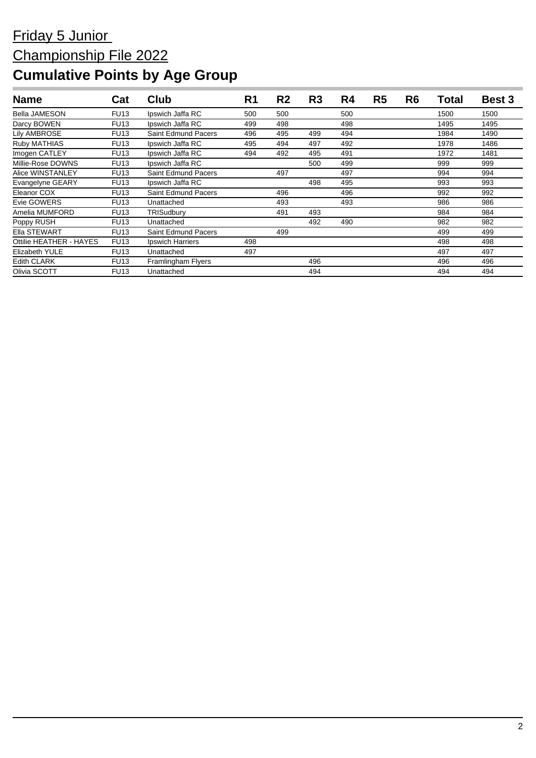Friday 5 Junior

Championship File 2022

# Cumulative Points by Age Group

| Name | Cat | Club | R1 | R2 | R3 | R4 | R5 | R6 | Total | Best 3 |
|---|---|---|---|---|---|---|---|---|---|---|
| Bella JAMESON | FU13 | Ipswich Jaffa RC | 500 | 500 | | 500 | | | 1500 | 1500 |
| Darcy BOWEN | FU13 | Ipswich Jaffa RC | 499 | 498 | | 498 | | | 1495 | 1495 |
| Lily AMBROSE | FU13 | Saint Edmund Pacers | 496 | 495 | 499 | 494 | | | 1984 | 1490 |
| Ruby MATHIAS | FU13 | Ipswich Jaffa RC | 495 | 494 | 497 | 492 | | | 1978 | 1486 |
| Imogen CATLEY | FU13 | Ipswich Jaffa RC | 494 | 492 | 495 | 491 | | | 1972 | 1481 |
| Millie-Rose DOWNS | FU13 | Ipswich Jaffa RC | | | 500 | 499 | | | 999 | 999 |
| Alice WINSTANLEY | FU13 | Saint Edmund Pacers | | 497 | | 497 | | | 994 | 994 |
| Evangelyne GEARY | FU13 | Ipswich Jaffa RC | | | 498 | 495 | | | 993 | 993 |
| Eleanor COX | FU13 | Saint Edmund Pacers | | 496 | | 496 | | | 992 | 992 |
| Evie GOWERS | FU13 | Unattached | | 493 | | 493 | | | 986 | 986 |
| Amelia MUMFORD | FU13 | TRISudbury | | 491 | 493 | | | | 984 | 984 |
| Poppy RUSH | FU13 | Unattached | | | 492 | 490 | | | 982 | 982 |
| Ella STEWART | FU13 | Saint Edmund Pacers | | 499 | | | | | 499 | 499 |
| Ottilie HEATHER - HAYES | FU13 | Ipswich Harriers | 498 | | | | | | 498 | 498 |
| Elizabeth YULE | FU13 | Unattached | 497 | | | | | | 497 | 497 |
| Edith CLARK | FU13 | Framlingham Flyers | | | 496 | | | | 496 | 496 |
| Olivia SCOTT | FU13 | Unattached | | | 494 | | | | 494 | 494 |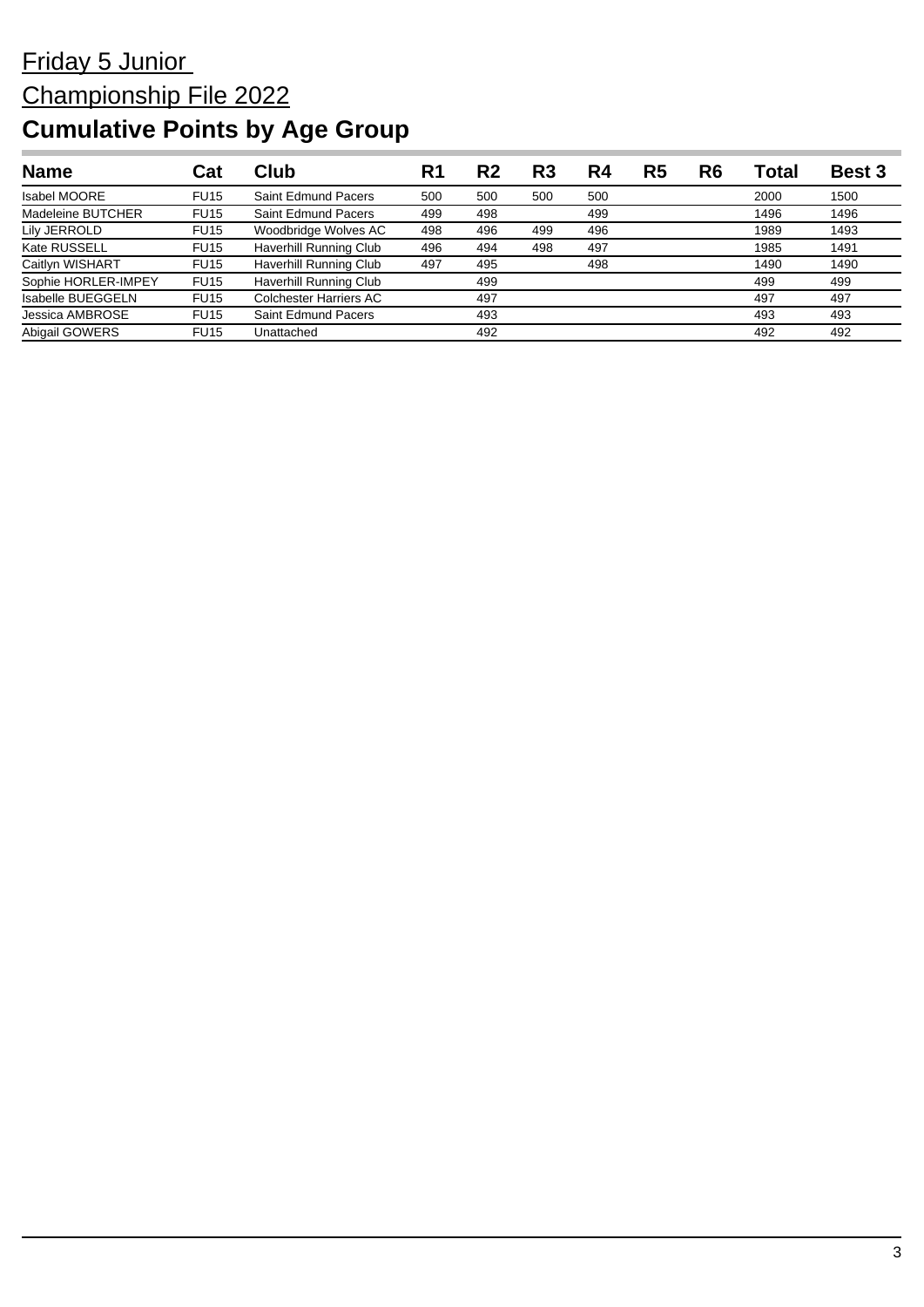Friday 5 Junior

Championship File 2022

# Cumulative Points by Age Group

| Name | Cat | Club | R1 | R2 | R3 | R4 | R5 | R6 | Total | Best 3 |
|---|---|---|---|---|---|---|---|---|---|---|
| Isabel MOORE | FU15 | Saint Edmund Pacers | 500 | 500 | 500 | 500 | | | 2000 | 1500 |
| Madeleine BUTCHER | FU15 | Saint Edmund Pacers | 499 | 498 | | 499 | | | 1496 | 1496 |
| Lily JERROLD | FU15 | Woodbridge Wolves AC | 498 | 496 | 499 | 496 | | | 1989 | 1493 |
| Kate RUSSELL | FU15 | Haverhill Running Club | 496 | 494 | 498 | 497 | | | 1985 | 1491 |
| Caitlyn WISHART | FU15 | Haverhill Running Club | 497 | 495 | | 498 | | | 1490 | 1490 |
| Sophie HORLER-IMPEY | FU15 | Haverhill Running Club | | 499 | | | | | 499 | 499 |
| Isabelle BUEGGELN | FU15 | Colchester Harriers AC | | 497 | | | | | 497 | 497 |
| Jessica AMBROSE | FU15 | Saint Edmund Pacers | | 493 | | | | | 493 | 493 |
| Abigail GOWERS | FU15 | Unattached | | 492 | | | | | 492 | 492 |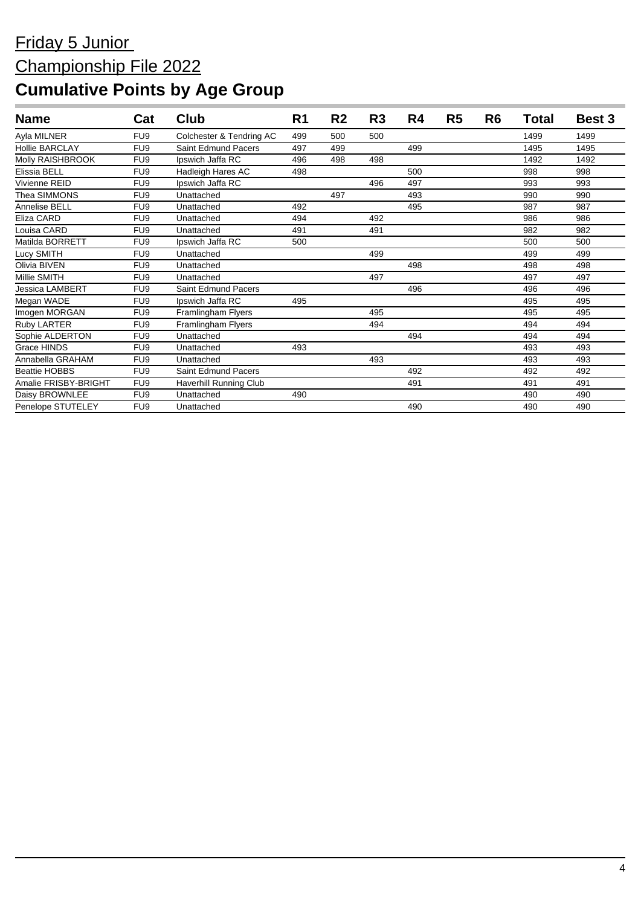Friday 5 Junior

Championship File 2022

# Cumulative Points by Age Group

| Name | Cat | Club | R1 | R2 | R3 | R4 | R5 | R6 | Total | Best 3 |
|---|---|---|---|---|---|---|---|---|---|---|
| Ayla MILNER | FU9 | Colchester & Tendring AC | 499 | 500 | 500 | | | | 1499 | 1499 |
| Hollie BARCLAY | FU9 | Saint Edmund Pacers | 497 | 499 | | 499 | | | 1495 | 1495 |
| Molly RAISHBROOK | FU9 | Ipswich Jaffa RC | 496 | 498 | 498 | | | | 1492 | 1492 |
| Elissia BELL | FU9 | Hadleigh Hares AC | 498 | | | 500 | | | 998 | 998 |
| Vivienne REID | FU9 | Ipswich Jaffa RC | | | 496 | 497 | | | 993 | 993 |
| Thea SIMMONS | FU9 | Unattached | | 497 | | 493 | | | 990 | 990 |
| Annelise BELL | FU9 | Unattached | 492 | | | 495 | | | 987 | 987 |
| Eliza CARD | FU9 | Unattached | 494 | | 492 | | | | 986 | 986 |
| Louisa CARD | FU9 | Unattached | 491 | | 491 | | | | 982 | 982 |
| Matilda BORRETT | FU9 | Ipswich Jaffa RC | 500 | | | | | | 500 | 500 |
| Lucy SMITH | FU9 | Unattached | | | 499 | | | | 499 | 499 |
| Olivia BIVEN | FU9 | Unattached | | | | 498 | | | 498 | 498 |
| Millie SMITH | FU9 | Unattached | | | 497 | | | | 497 | 497 |
| Jessica LAMBERT | FU9 | Saint Edmund Pacers | | | | 496 | | | 496 | 496 |
| Megan WADE | FU9 | Ipswich Jaffa RC | 495 | | | | | | 495 | 495 |
| Imogen MORGAN | FU9 | Framlingham Flyers | | | 495 | | | | 495 | 495 |
| Ruby LARTER | FU9 | Framlingham Flyers | | | 494 | | | | 494 | 494 |
| Sophie ALDERTON | FU9 | Unattached | | | | 494 | | | 494 | 494 |
| Grace HINDS | FU9 | Unattached | 493 | | | | | | 493 | 493 |
| Annabella GRAHAM | FU9 | Unattached | | | 493 | | | | 493 | 493 |
| Beattie HOBBS | FU9 | Saint Edmund Pacers | | | | 492 | | | 492 | 492 |
| Amalie FRISBY-BRIGHT | FU9 | Haverhill Running Club | | | | 491 | | | 491 | 491 |
| Daisy BROWNLEE | FU9 | Unattached | 490 | | | | | | 490 | 490 |
| Penelope STUTELEY | FU9 | Unattached | | | | 490 | | | 490 | 490 |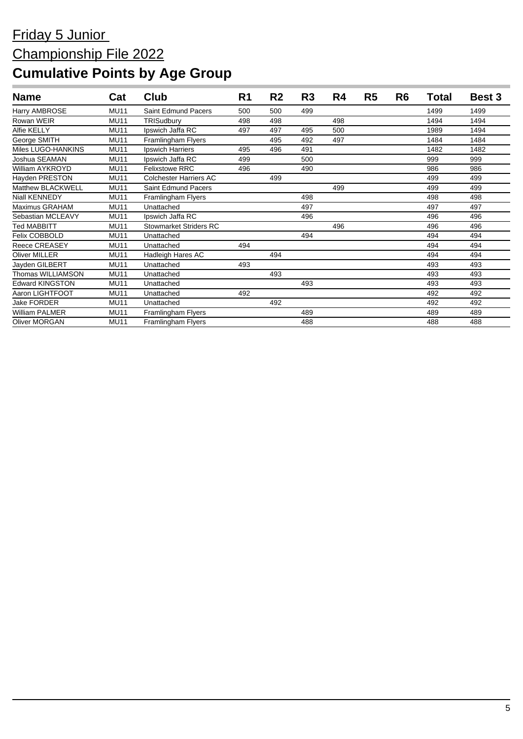# Friday 5 Junior

# Championship File 2022

# Cumulative Points by Age Group

| Name | Cat | Club | R1 | R2 | R3 | R4 | R5 | R6 | Total | Best 3 |
|---|---|---|---|---|---|---|---|---|---|---|
| Harry AMBROSE | MU11 | Saint Edmund Pacers | 500 | 500 | 499 | | | | 1499 | 1499 |
| Rowan WEIR | MU11 | TRISudbury | 498 | 498 | | 498 | | | 1494 | 1494 |
| Alfie KELLY | MU11 | Ipswich Jaffa RC | 497 | 497 | 495 | 500 | | | 1989 | 1494 |
| George SMITH | MU11 | Framlingham Flyers | | 495 | 492 | 497 | | | 1484 | 1484 |
| Miles LUGO-HANKINS | MU11 | Ipswich Harriers | 495 | 496 | 491 | | | | 1482 | 1482 |
| Joshua SEAMAN | MU11 | Ipswich Jaffa RC | 499 | | 500 | | | | 999 | 999 |
| William AYKROYD | MU11 | Felixstowe RRC | 496 | | 490 | | | | 986 | 986 |
| Hayden PRESTON | MU11 | Colchester Harriers AC | | 499 | | | | | 499 | 499 |
| Matthew BLACKWELL | MU11 | Saint Edmund Pacers | | | | 499 | | | 499 | 499 |
| Niall KENNEDY | MU11 | Framlingham Flyers | | | 498 | | | | 498 | 498 |
| Maximus GRAHAM | MU11 | Unattached | | | 497 | | | | 497 | 497 |
| Sebastian MCLEAVY | MU11 | Ipswich Jaffa RC | | | 496 | | | | 496 | 496 |
| Ted MABBITT | MU11 | Stowmarket Striders RC | | | | 496 | | | 496 | 496 |
| Felix COBBOLD | MU11 | Unattached | | | 494 | | | | 494 | 494 |
| Reece CREASEY | MU11 | Unattached | 494 | | | | | | 494 | 494 |
| Oliver MILLER | MU11 | Hadleigh Hares AC | | 494 | | | | | 494 | 494 |
| Jayden GILBERT | MU11 | Unattached | 493 | | | | | | 493 | 493 |
| Thomas WILLIAMSON | MU11 | Unattached | | 493 | | | | | 493 | 493 |
| Edward KINGSTON | MU11 | Unattached | | | 493 | | | | 493 | 493 |
| Aaron LIGHTFOOT | MU11 | Unattached | 492 | | | | | | 492 | 492 |
| Jake FORDER | MU11 | Unattached | | 492 | | | | | 492 | 492 |
| William PALMER | MU11 | Framlingham Flyers | | | 489 | | | | 489 | 489 |
| Oliver MORGAN | MU11 | Framlingham Flyers | | | 488 | | | | 488 | 488 |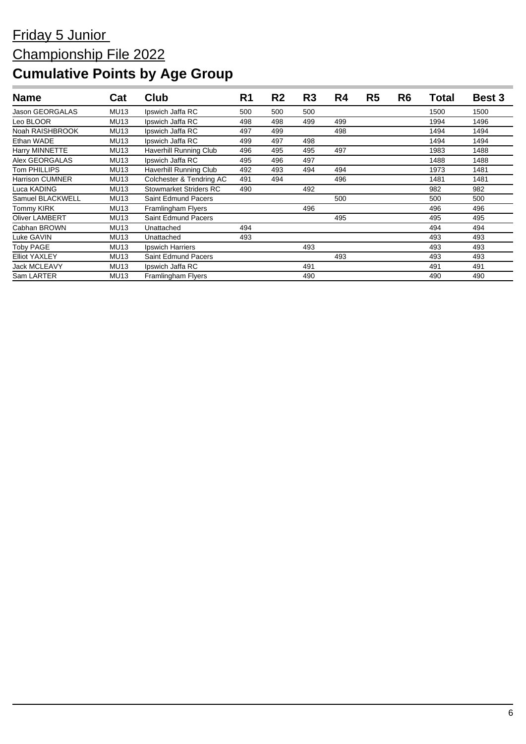Friday 5 Junior

Championship File 2022

# Cumulative Points by Age Group

| Name | Cat | Club | R1 | R2 | R3 | R4 | R5 | R6 | Total | Best 3 |
|---|---|---|---|---|---|---|---|---|---|---|
| Jason GEORGALAS | MU13 | Ipswich Jaffa RC | 500 | 500 | 500 | | | | 1500 | 1500 |
| Leo BLOOR | MU13 | Ipswich Jaffa RC | 498 | 498 | 499 | 499 | | | 1994 | 1496 |
| Noah RAISHBROOK | MU13 | Ipswich Jaffa RC | 497 | 499 | | 498 | | | 1494 | 1494 |
| Ethan WADE | MU13 | Ipswich Jaffa RC | 499 | 497 | 498 | | | | 1494 | 1494 |
| Harry MINNETTE | MU13 | Haverhill Running Club | 496 | 495 | 495 | 497 | | | 1983 | 1488 |
| Alex GEORGALAS | MU13 | Ipswich Jaffa RC | 495 | 496 | 497 | | | | 1488 | 1488 |
| Tom PHILLIPS | MU13 | Haverhill Running Club | 492 | 493 | 494 | 494 | | | 1973 | 1481 |
| Harrison CUMNER | MU13 | Colchester & Tendring AC | 491 | 494 | | 496 | | | 1481 | 1481 |
| Luca KADING | MU13 | Stowmarket Striders RC | 490 | | 492 | | | | 982 | 982 |
| Samuel BLACKWELL | MU13 | Saint Edmund Pacers | | | | 500 | | | 500 | 500 |
| Tommy KIRK | MU13 | Framlingham Flyers | | | 496 | | | | 496 | 496 |
| Oliver LAMBERT | MU13 | Saint Edmund Pacers | | | | 495 | | | 495 | 495 |
| Cabhan BROWN | MU13 | Unattached | 494 | | | | | | 494 | 494 |
| Luke GAVIN | MU13 | Unattached | 493 | | | | | | 493 | 493 |
| Toby PAGE | MU13 | Ipswich Harriers | | | 493 | | | | 493 | 493 |
| Elliot YAXLEY | MU13 | Saint Edmund Pacers | | | | 493 | | | 493 | 493 |
| Jack MCLEAVY | MU13 | Ipswich Jaffa RC | | | 491 | | | | 491 | 491 |
| Sam LARTER | MU13 | Framlingham Flyers | | | 490 | | | | 490 | 490 |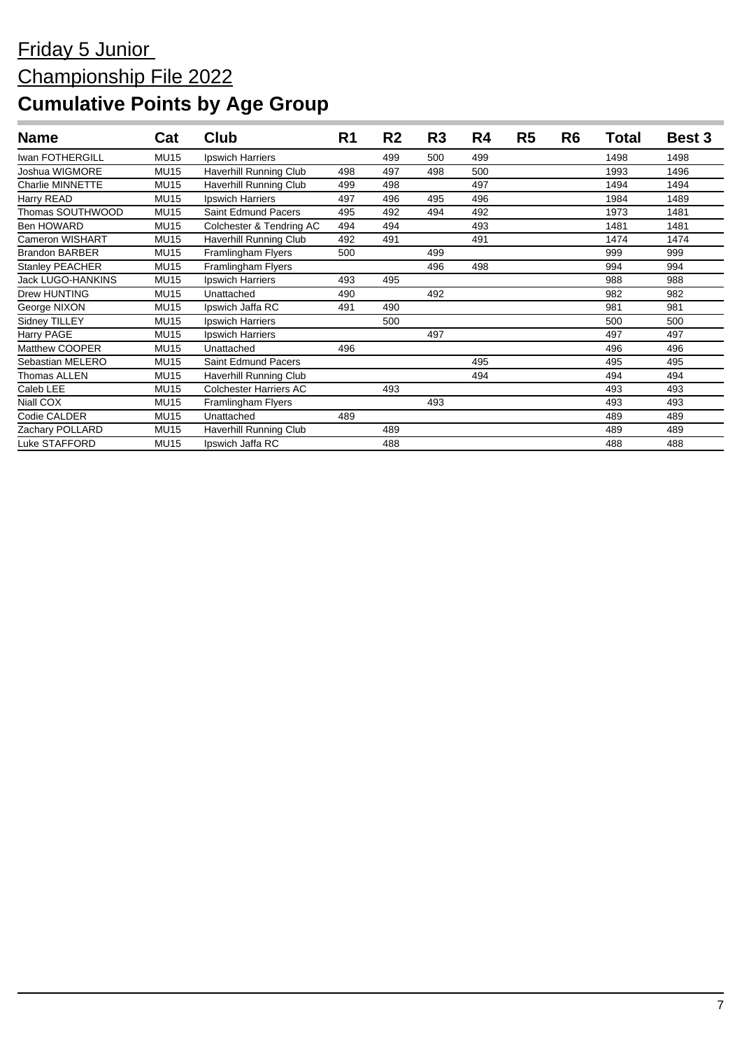Friday 5 Junior

Championship File 2022

# Cumulative Points by Age Group

| Name | Cat | Club | R1 | R2 | R3 | R4 | R5 | R6 | Total | Best 3 |
|---|---|---|---|---|---|---|---|---|---|---|
| Iwan FOTHERGILL | MU15 | Ipswich Harriers | | 499 | 500 | 499 | | | 1498 | 1498 |
| Joshua WIGMORE | MU15 | Haverhill Running Club | 498 | 497 | 498 | 500 | | | 1993 | 1496 |
| Charlie MINNETTE | MU15 | Haverhill Running Club | 499 | 498 | | 497 | | | 1494 | 1494 |
| Harry READ | MU15 | Ipswich Harriers | 497 | 496 | 495 | 496 | | | 1984 | 1489 |
| Thomas SOUTHWOOD | MU15 | Saint Edmund Pacers | 495 | 492 | 494 | 492 | | | 1973 | 1481 |
| Ben HOWARD | MU15 | Colchester & Tendring AC | 494 | 494 | | 493 | | | 1481 | 1481 |
| Cameron WISHART | MU15 | Haverhill Running Club | 492 | 491 | | 491 | | | 1474 | 1474 |
| Brandon BARBER | MU15 | Framlingham Flyers | 500 | | 499 | | | | 999 | 999 |
| Stanley PEACHER | MU15 | Framlingham Flyers | | | 496 | 498 | | | 994 | 994 |
| Jack LUGO-HANKINS | MU15 | Ipswich Harriers | 493 | 495 | | | | | 988 | 988 |
| Drew HUNTING | MU15 | Unattached | 490 | | 492 | | | | 982 | 982 |
| George NIXON | MU15 | Ipswich Jaffa RC | 491 | 490 | | | | | 981 | 981 |
| Sidney TILLEY | MU15 | Ipswich Harriers | | 500 | | | | | 500 | 500 |
| Harry PAGE | MU15 | Ipswich Harriers | | | 497 | | | | 497 | 497 |
| Matthew COOPER | MU15 | Unattached | 496 | | | | | | 496 | 496 |
| Sebastian MELERO | MU15 | Saint Edmund Pacers | | | | 495 | | | 495 | 495 |
| Thomas ALLEN | MU15 | Haverhill Running Club | | | | 494 | | | 494 | 494 |
| Caleb LEE | MU15 | Colchester Harriers AC | | 493 | | | | | 493 | 493 |
| Niall COX | MU15 | Framlingham Flyers | | | 493 | | | | 493 | 493 |
| Codie CALDER | MU15 | Unattached | 489 | | | | | | 489 | 489 |
| Zachary POLLARD | MU15 | Haverhill Running Club | | 489 | | | | | 489 | 489 |
| Luke STAFFORD | MU15 | Ipswich Jaffa RC | | 488 | | | | | 488 | 488 |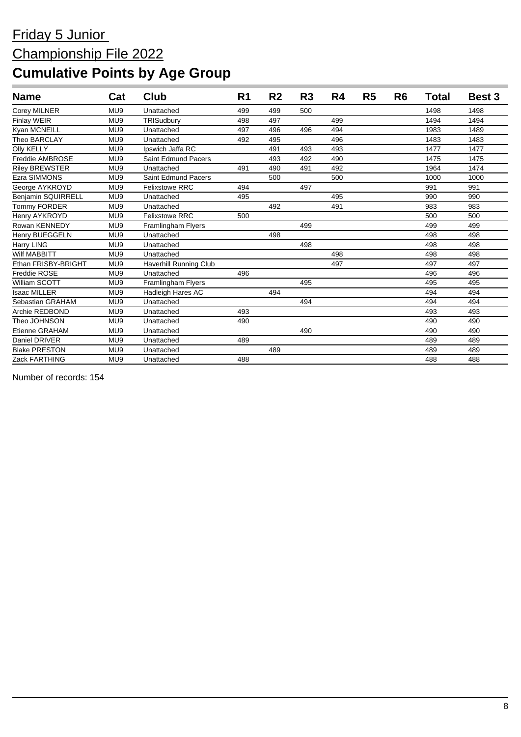Friday 5 Junior

Championship File 2022

# Cumulative Points by Age Group

| Name | Cat | Club | R1 | R2 | R3 | R4 | R5 | R6 | Total | Best 3 |
|---|---|---|---|---|---|---|---|---|---|---|
| Corey MILNER | MU9 | Unattached | 499 | 499 | 500 | | | | 1498 | 1498 |
| Finlay WEIR | MU9 | TRISudbury | 498 | 497 | | 499 | | | 1494 | 1494 |
| Kyan MCNEILL | MU9 | Unattached | 497 | 496 | 496 | 494 | | | 1983 | 1489 |
| Theo BARCLAY | MU9 | Unattached | 492 | 495 | | 496 | | | 1483 | 1483 |
| Olly KELLY | MU9 | Ipswich Jaffa RC | | 491 | 493 | 493 | | | 1477 | 1477 |
| Freddie AMBROSE | MU9 | Saint Edmund Pacers | | 493 | 492 | 490 | | | 1475 | 1475 |
| Riley BREWSTER | MU9 | Unattached | 491 | 490 | 491 | 492 | | | 1964 | 1474 |
| Ezra SIMMONS | MU9 | Saint Edmund Pacers | | 500 | | 500 | | | 1000 | 1000 |
| George AYKROYD | MU9 | Felixstowe RRC | 494 | | 497 | | | | 991 | 991 |
| Benjamin SQUIRRELL | MU9 | Unattached | 495 | | | 495 | | | 990 | 990 |
| Tommy FORDER | MU9 | Unattached | | 492 | | 491 | | | 983 | 983 |
| Henry AYKROYD | MU9 | Felixstowe RRC | 500 | | | | | | 500 | 500 |
| Rowan KENNEDY | MU9 | Framlingham Flyers | | | 499 | | | | 499 | 499 |
| Henry BUEGGELN | MU9 | Unattached | | 498 | | | | | 498 | 498 |
| Harry LING | MU9 | Unattached | | | 498 | | | | 498 | 498 |
| Wilf MABBITT | MU9 | Unattached | | | | 498 | | | 498 | 498 |
| Ethan FRISBY-BRIGHT | MU9 | Haverhill Running Club | | | | 497 | | | 497 | 497 |
| Freddie ROSE | MU9 | Unattached | 496 | | | | | | 496 | 496 |
| William SCOTT | MU9 | Framlingham Flyers | | | 495 | | | | 495 | 495 |
| Isaac MILLER | MU9 | Hadleigh Hares AC | | 494 | | | | | 494 | 494 |
| Sebastian GRAHAM | MU9 | Unattached | | | 494 | | | | 494 | 494 |
| Archie REDBOND | MU9 | Unattached | 493 | | | | | | 493 | 493 |
| Theo JOHNSON | MU9 | Unattached | 490 | | | | | | 490 | 490 |
| Etienne GRAHAM | MU9 | Unattached | | | 490 | | | | 490 | 490 |
| Daniel DRIVER | MU9 | Unattached | 489 | | | | | | 489 | 489 |
| Blake PRESTON | MU9 | Unattached | | 489 | | | | | 489 | 489 |
| Zack FARTHING | MU9 | Unattached | 488 | | | | | | 488 | 488 |

Number of records: 154